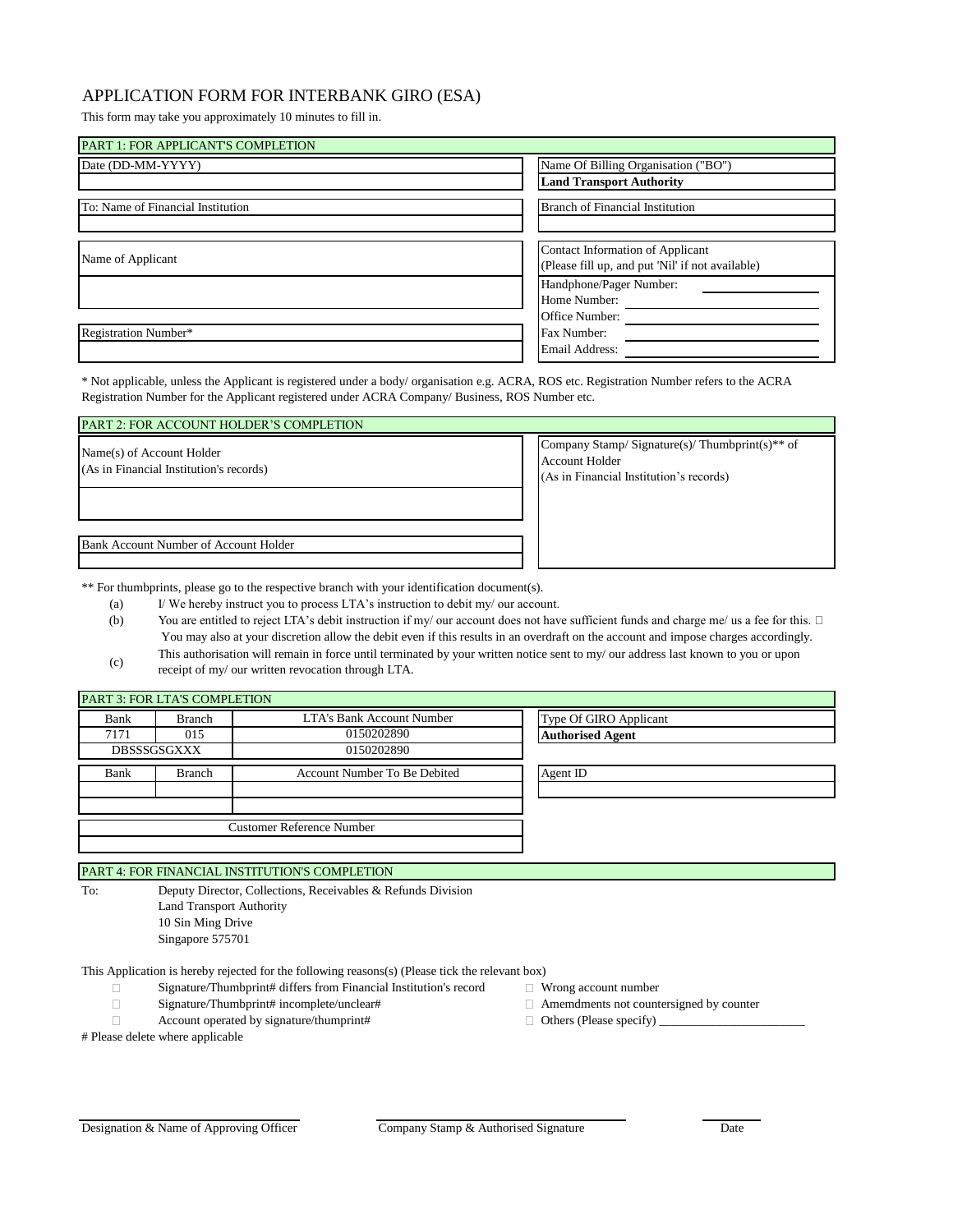# APPLICATION FORM FOR INTERBANK GIRO (ESA)

This form may take you approximately 10 minutes to fill in.

## PART 1: FOR APPLICANT'S COMPLETION

| Date (DD-MM-YYYY) | Name Of Billing Organisation ("BO") |
|---|---|
| | **Land Transport Authority** |

| To: Name of Financial Institution | Branch of Financial Institution |
|---|---|
| | |

| Name of Applicant | Contact Information of Applicant (Please fill up, and put 'Nil' if not available) |
|---|---|
| | Handphone/Pager Number: ____________ |
| | Home Number: ____________ |
| | Office Number: ____________ |
| Registration Number* | Fax Number: ____________ |
| | Email Address: ____________ |

\* Not applicable, unless the Applicant is registered under a body/ organisation e.g. ACRA, ROS etc. Registration Number refers to the ACRA Registration Number for the Applicant registered under ACRA Company/ Business, ROS Number etc.

## PART 2: FOR ACCOUNT HOLDER'S COMPLETION

| Name(s) of Account Holder (As in Financial Institution's records) | Company Stamp/ Signature(s)/ Thumbprint(s)** of Account Holder (As in Financial Institution's records) |
|---|---|
| | |
| Bank Account Number of Account Holder | |
| | |

** For thumbprints, please go to the respective branch with your identification document(s).

(a) I/ We hereby instruct you to process LTA's instruction to debit my/ our account.

(b) You are entitled to reject LTA's debit instruction if my/ our account does not have sufficient funds and charge me/ us a fee for this. You may also at your discretion allow the debit even if this results in an overdraft on the account and impose charges accordingly.

(c) This authorisation will remain in force until terminated by your written notice sent to my/ our address last known to you or upon receipt of my/ our written revocation through LTA.

## PART 3: FOR LTA'S COMPLETION

| Bank | Branch | LTA's Bank Account Number |
|---|---|---|
| 7171 | 015 | 0150202890 |
| DBSSSGSGXXX | | 0150202890 |

| Type Of GIRO Applicant |
|---|
| **Authorised Agent** |

| Bank | Branch | Account Number To Be Debited |
|---|---|---|
| | | |
| | | |

| Agent ID |
|---|
| |

| Customer Reference Number |
|---|
| |

## PART 4: FOR FINANCIAL INSTITUTION'S COMPLETION

To: Deputy Director, Collections, Receivables & Refunds Division
Land Transport Authority
10 Sin Ming Drive
Singapore 575701

This Application is hereby rejected for the following reasons(s) (Please tick the relevant box)

- ☐ Signature/Thumbprint# differs from Financial Institution's record
- ☐ Signature/Thumbprint# incomplete/unclear#
- ☐ Account operated by signature/thumprint#
- ☐ Wrong account number
- ☐ Amemdments not countersigned by counter
- ☐ Others (Please specify) ________________________

\# Please delete where applicable

________________________________ Designation & Name of Approving Officer

________________________________ Company Stamp & Authorised Signature

__________ Date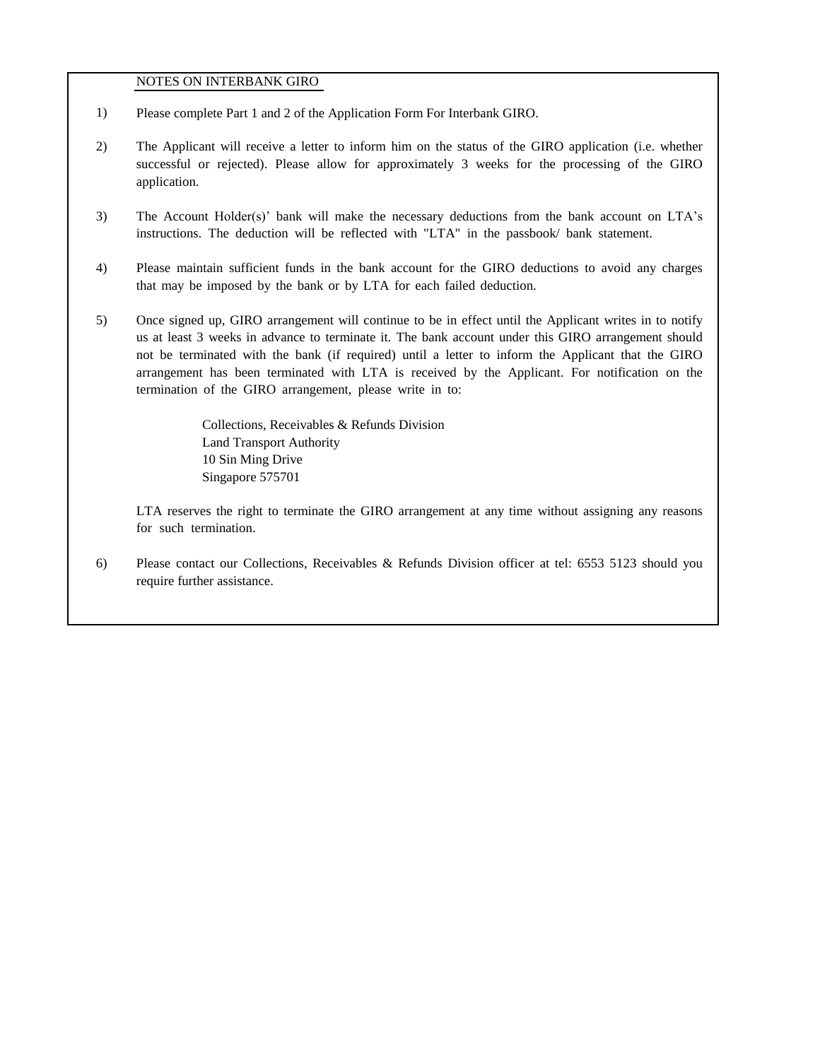## NOTES ON INTERBANK GIRO

1) Please complete Part 1 and 2 of the Application Form For Interbank GIRO.

2) The Applicant will receive a letter to inform him on the status of the GIRO application (i.e. whether successful or rejected). Please allow for approximately 3 weeks for the processing of the GIRO application.

3) The Account Holder(s)' bank will make the necessary deductions from the bank account on LTA's instructions. The deduction will be reflected with "LTA" in the passbook/ bank statement.

4) Please maintain sufficient funds in the bank account for the GIRO deductions to avoid any charges that may be imposed by the bank or by LTA for each failed deduction.

5) Once signed up, GIRO arrangement will continue to be in effect until the Applicant writes in to notify us at least 3 weeks in advance to terminate it. The bank account under this GIRO arrangement should not be terminated with the bank (if required) until a letter to inform the Applicant that the GIRO arrangement has been terminated with LTA is received by the Applicant. For notification on the termination of the GIRO arrangement, please write in to:

   Collections, Receivables & Refunds Division
   Land Transport Authority
   10 Sin Ming Drive
   Singapore 575701

   LTA reserves the right to terminate the GIRO arrangement at any time without assigning any reasons for such termination.

6) Please contact our Collections, Receivables & Refunds Division officer at tel: 6553 5123 should you require further assistance.